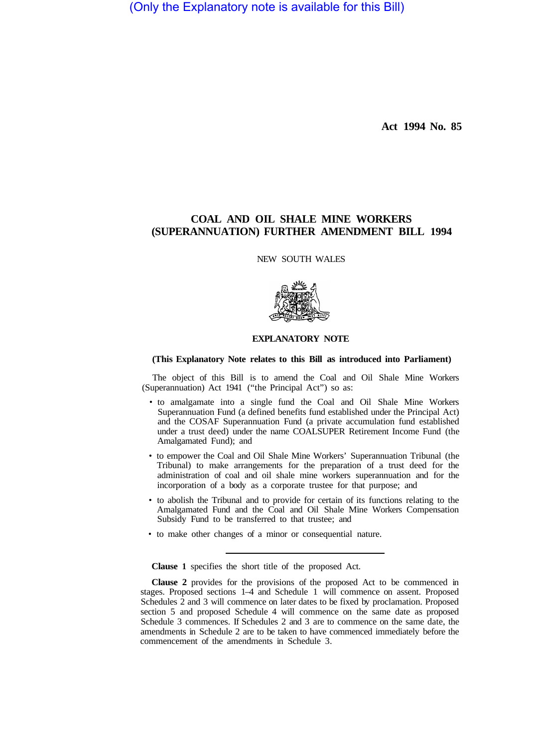(Only the Explanatory note is available for this Bill)

**Act 1994 No. 85**

# COAL AND OIL SHALE MINE WORKERS (SUPERANNUATION) FURTHER AMENDMENT BILL 1994

NEW SOUTH WALES

## EXPLANATORY NOTE

**(This Explanatory Note relates to this Bill as introduced into Parliament)**

The object of this Bill is to amend the Coal and Oil Shale Mine Workers (Superannuation) Act 1941 ("the Principal Act") so as:

- to amalgamate into a single fund the Coal and Oil Shale Mine Workers Superannuation Fund (a defined benefits fund established under the Principal Act) and the COSAF Superannuation Fund (a private accumulation fund established under a trust deed) under the name COALSUPER Retirement Income Fund (the Amalgamated Fund); and
- to empower the Coal and Oil Shale Mine Workers' Superannuation Tribunal (the Tribunal) to make arrangements for the preparation of a trust deed for the administration of coal and oil shale mine workers superannuation and for the incorporation of a body as a corporate trustee for that purpose; and
- to abolish the Tribunal and to provide for certain of its functions relating to the Amalgamated Fund and the Coal and Oil Shale Mine Workers Compensation Subsidy Fund to be transferred to that trustee; and
- to make other changes of a minor or consequential nature.

---

**Clause 1** specifies the short title of the proposed Act.

**Clause 2** provides for the provisions of the proposed Act to be commenced in stages. Proposed sections 1–4 and Schedule 1 will commence on assent. Proposed Schedules 2 and 3 will commence on later dates to be fixed by proclamation. Proposed section 5 and proposed Schedule 4 will commence on the same date as proposed Schedule 3 commences. If Schedules 2 and 3 are to commence on the same date, the amendments in Schedule 2 are to be taken to have commenced immediately before the commencement of the amendments in Schedule 3.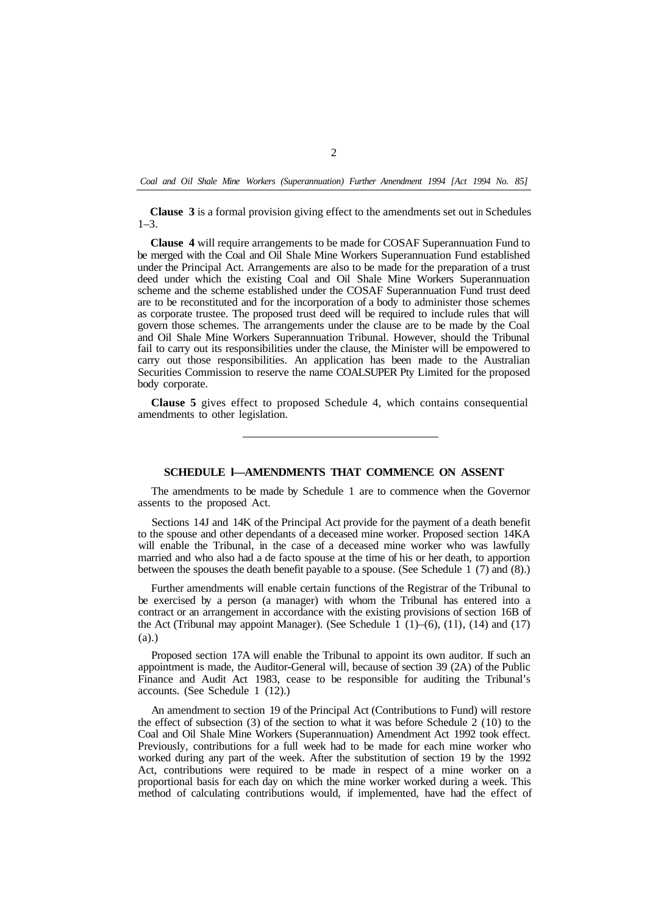**Clause 3** is a formal provision giving effect to the amendments set out in Schedules 1–3.

**Clause 4** will require arrangements to be made for COSAF Superannuation Fund to be merged with the Coal and Oil Shale Mine Workers Superannuation Fund established under the Principal Act. Arrangements are also to be made for the preparation of a trust deed under which the existing Coal and Oil Shale Mine Workers Superannuation scheme and the scheme established under the COSAF Superannuation Fund trust deed are to be reconstituted and for the incorporation of a body to administer those schemes as corporate trustee. The proposed trust deed will be required to include rules that will govern those schemes. The arrangements under the clause are to be made by the Coal and Oil Shale Mine Workers Superannuation Tribunal. However, should the Tribunal fail to carry out its responsibilities under the clause, the Minister will be empowered to carry out those responsibilities. An application has been made to the Australian Securities Commission to reserve the name COALSUPER Pty Limited for the proposed body corporate.

**Clause 5** gives effect to proposed Schedule 4, which contains consequential amendments to other legislation.

---

## SCHEDULE l—AMENDMENTS THAT COMMENCE ON ASSENT

The amendments to be made by Schedule 1 are to commence when the Governor assents to the proposed Act.

Sections 14J and 14K of the Principal Act provide for the payment of a death benefit to the spouse and other dependants of a deceased mine worker. Proposed section 14KA will enable the Tribunal, in the case of a deceased mine worker who was lawfully married and who also had a de facto spouse at the time of his or her death, to apportion between the spouses the death benefit payable to a spouse. (See Schedule 1 (7) and (8).)

Further amendments will enable certain functions of the Registrar of the Tribunal to be exercised by a person (a manager) with whom the Tribunal has entered into a contract or an arrangement in accordance with the existing provisions of section 16B of the Act (Tribunal may appoint Manager). (See Schedule 1 (1)–(6), (11), (14) and (17) (a).)

Proposed section 17A will enable the Tribunal to appoint its own auditor. If such an appointment is made, the Auditor-General will, because of section 39 (2A) of the Public Finance and Audit Act 1983, cease to be responsible for auditing the Tribunal's accounts. (See Schedule 1 (12).)

An amendment to section 19 of the Principal Act (Contributions to Fund) will restore the effect of subsection (3) of the section to what it was before Schedule 2 (10) to the Coal and Oil Shale Mine Workers (Superannuation) Amendment Act 1992 took effect. Previously, contributions for a full week had to be made for each mine worker who worked during any part of the week. After the substitution of section 19 by the 1992 Act, contributions were required to be made in respect of a mine worker on a proportional basis for each day on which the mine worker worked during a week. This method of calculating contributions would, if implemented, have had the effect of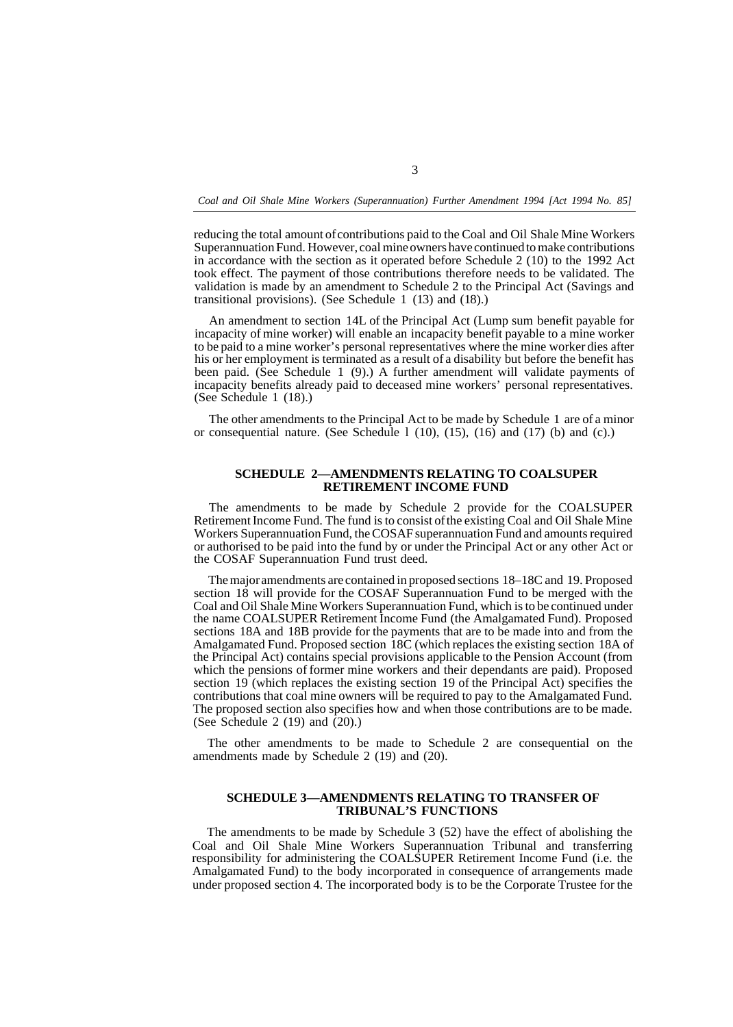reducing the total amount of contributions paid to the Coal and Oil Shale Mine Workers Superannuation Fund. However, coal mine owners have continued to make contributions in accordance with the section as it operated before Schedule 2 (10) to the 1992 Act took effect. The payment of those contributions therefore needs to be validated. The validation is made by an amendment to Schedule 2 to the Principal Act (Savings and transitional provisions). (See Schedule 1 (13) and (18).)

An amendment to section 14L of the Principal Act (Lump sum benefit payable for incapacity of mine worker) will enable an incapacity benefit payable to a mine worker to be paid to a mine worker's personal representatives where the mine worker dies after his or her employment is terminated as a result of a disability but before the benefit has been paid. (See Schedule 1 (9).) A further amendment will validate payments of incapacity benefits already paid to deceased mine workers' personal representatives. (See Schedule 1 (18).)

The other amendments to the Principal Act to be made by Schedule 1 are of a minor or consequential nature. (See Schedule l (10), (15), (16) and (17) (b) and (c).)

## SCHEDULE 2—AMENDMENTS RELATING TO COALSUPER RETIREMENT INCOME FUND

The amendments to be made by Schedule 2 provide for the COALSUPER Retirement Income Fund. The fund is to consist of the existing Coal and Oil Shale Mine Workers Superannuation Fund, the COSAF superannuation Fund and amounts required or authorised to be paid into the fund by or under the Principal Act or any other Act or the COSAF Superannuation Fund trust deed.

The major amendments are contained in proposed sections 18–18C and 19. Proposed section 18 will provide for the COSAF Superannuation Fund to be merged with the Coal and Oil Shale Mine Workers Superannuation Fund, which is to be continued under the name COALSUPER Retirement Income Fund (the Amalgamated Fund). Proposed sections 18A and 18B provide for the payments that are to be made into and from the Amalgamated Fund. Proposed section 18C (which replaces the existing section 18A of the Principal Act) contains special provisions applicable to the Pension Account (from which the pensions of former mine workers and their dependants are paid). Proposed section 19 (which replaces the existing section 19 of the Principal Act) specifies the contributions that coal mine owners will be required to pay to the Amalgamated Fund. The proposed section also specifies how and when those contributions are to be made. (See Schedule 2 (19) and (20).)

The other amendments to be made to Schedule 2 are consequential on the amendments made by Schedule 2 (19) and (20).

## SCHEDULE 3—AMENDMENTS RELATING TO TRANSFER OF TRIBUNAL'S FUNCTIONS

The amendments to be made by Schedule 3 (52) have the effect of abolishing the Coal and Oil Shale Mine Workers Superannuation Tribunal and transferring responsibility for administering the COALSUPER Retirement Income Fund (i.e. the Amalgamated Fund) to the body incorporated in consequence of arrangements made under proposed section 4. The incorporated body is to be the Corporate Trustee for the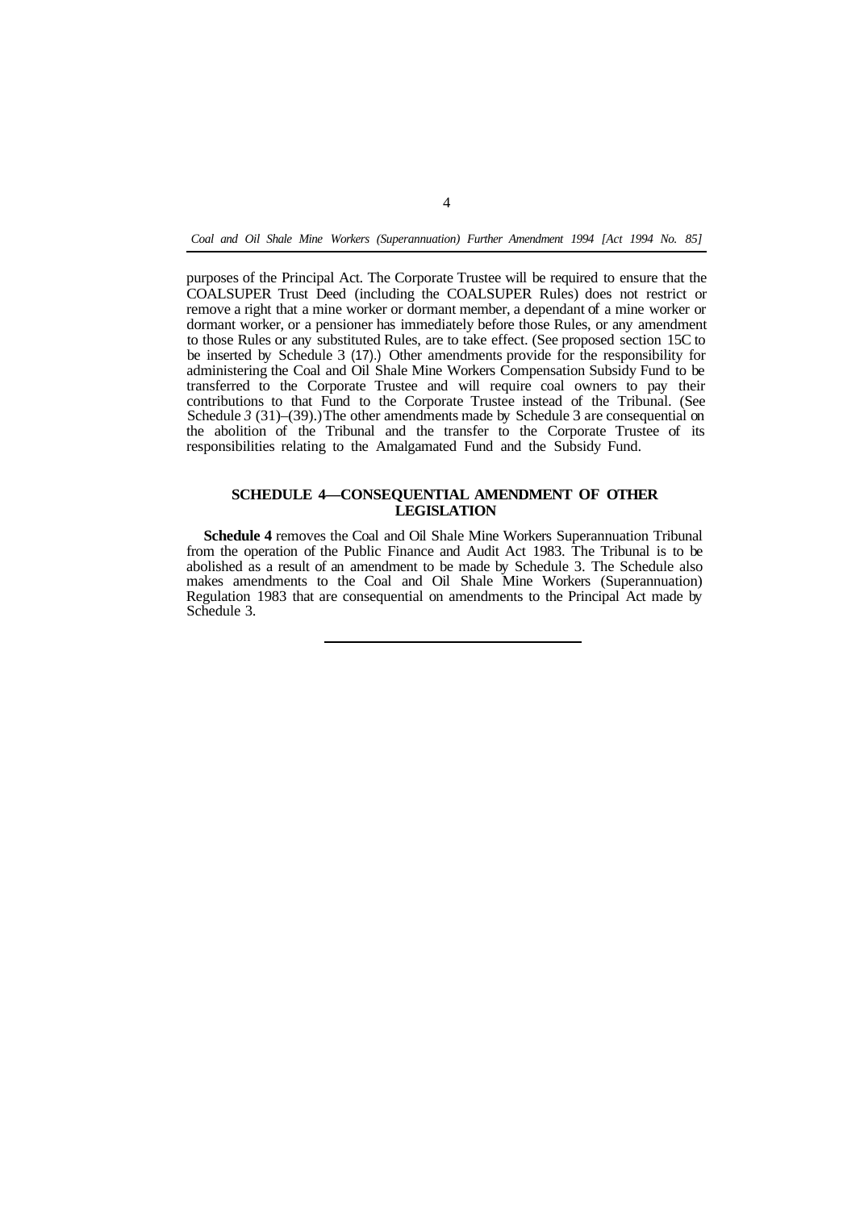purposes of the Principal Act. The Corporate Trustee will be required to ensure that the COALSUPER Trust Deed (including the COALSUPER Rules) does not restrict or remove a right that a mine worker or dormant member, a dependant of a mine worker or dormant worker, or a pensioner has immediately before those Rules, or any amendment to those Rules or any substituted Rules, are to take effect. (See proposed section 15C to be inserted by Schedule 3 (17).) Other amendments provide for the responsibility for administering the Coal and Oil Shale Mine Workers Compensation Subsidy Fund to be transferred to the Corporate Trustee and will require coal owners to pay their contributions to that Fund to the Corporate Trustee instead of the Tribunal. (See Schedule *3* (31)–(39).) The other amendments made by Schedule 3 are consequential on the abolition of the Tribunal and the transfer to the Corporate Trustee of its responsibilities relating to the Amalgamated Fund and the Subsidy Fund.

## SCHEDULE 4—CONSEQUENTIAL AMENDMENT OF OTHER LEGISLATION

**Schedule 4** removes the Coal and Oil Shale Mine Workers Superannuation Tribunal from the operation of the Public Finance and Audit Act 1983. The Tribunal is to be abolished as a result of an amendment to be made by Schedule 3. The Schedule also makes amendments to the Coal and Oil Shale Mine Workers (Superannuation) Regulation 1983 that are consequential on amendments to the Principal Act made by Schedule 3.